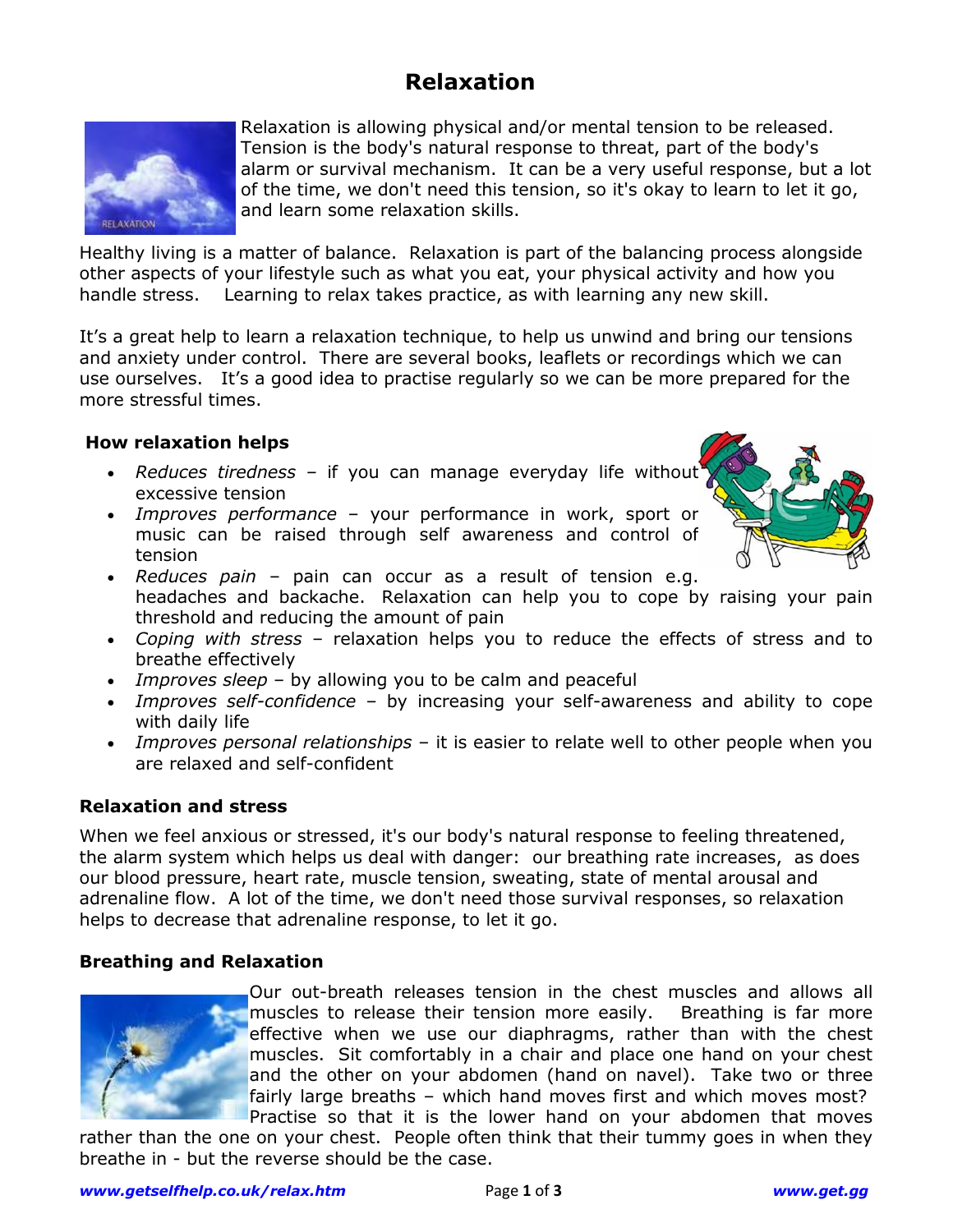# Relaxation

Relaxation is allowing physical and/or mental tension to be released. Tension is the body's natural response to threat, part of the body's alarm or survival mechanism. It can be a very useful response, but a lot of the time, we don't need this tension, so it's okay to learn to let it go, and learn some relaxation skills.

Healthy living is a matter of balance. Relaxation is part of the balancing process alongside other aspects of your lifestyle such as what you eat, your physical activity and how you handle stress. Learning to relax takes practice, as with learning any new skill.

It's a great help to learn a relaxation technique, to help us unwind and bring our tensions and anxiety under control. There are several books, leaflets or recordings which we can use ourselves. It's a good idea to practise regularly so we can be more prepared for the more stressful times.

### How relaxation helps

- *Reduces tiredness* – if you can manage everyday life without excessive tension
- *Improves performance* – your performance in work, sport or music can be raised through self awareness and control of tension
- *Reduces pain* – pain can occur as a result of tension e.g. headaches and backache. Relaxation can help you to cope by raising your pain threshold and reducing the amount of pain
- *Coping with stress* – relaxation helps you to reduce the effects of stress and to breathe effectively
- *Improves sleep* – by allowing you to be calm and peaceful
- *Improves self-confidence* – by increasing your self-awareness and ability to cope with daily life
- *Improves personal relationships* – it is easier to relate well to other people when you are relaxed and self-confident

### Relaxation and stress

When we feel anxious or stressed, it's our body's natural response to feeling threatened, the alarm system which helps us deal with danger: our breathing rate increases, as does our blood pressure, heart rate, muscle tension, sweating, state of mental arousal and adrenaline flow. A lot of the time, we don't need those survival responses, so relaxation helps to decrease that adrenaline response, to let it go.

### Breathing and Relaxation

Our out-breath releases tension in the chest muscles and allows all muscles to release their tension more easily. Breathing is far more effective when we use our diaphragms, rather than with the chest muscles. Sit comfortably in a chair and place one hand on your chest and the other on your abdomen (hand on navel). Take two or three fairly large breaths – which hand moves first and which moves most? Practise so that it is the lower hand on your abdomen that moves rather than the one on your chest. People often think that their tummy goes in when they breathe in - but the reverse should be the case.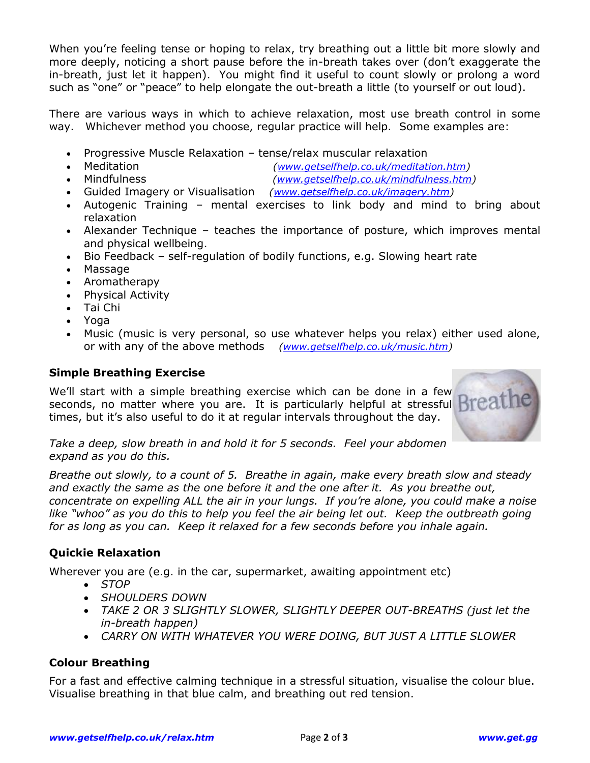When you're feeling tense or hoping to relax, try breathing out a little bit more slowly and more deeply, noticing a short pause before the in-breath takes over (don't exaggerate the in-breath, just let it happen). You might find it useful to count slowly or prolong a word such as "one" or "peace" to help elongate the out-breath a little (to yourself or out loud).

There are various ways in which to achieve relaxation, most use breath control in some way. Whichever method you choose, regular practice will help. Some examples are:

- Progressive Muscle Relaxation – tense/relax muscular relaxation
- Meditation *(www.getselfhelp.co.uk/meditation.htm)*
- Mindfulness *(www.getselfhelp.co.uk/mindfulness.htm)*
- Guided Imagery or Visualisation *(www.getselfhelp.co.uk/imagery.htm)*
- Autogenic Training – mental exercises to link body and mind to bring about relaxation
- Alexander Technique – teaches the importance of posture, which improves mental and physical wellbeing.
- Bio Feedback – self-regulation of bodily functions, e.g. Slowing heart rate
- Massage
- Aromatherapy
- Physical Activity
- Tai Chi
- Yoga
- Music (music is very personal, so use whatever helps you relax) either used alone, or with any of the above methods *(www.getselfhelp.co.uk/music.htm)*

### Simple Breathing Exercise

We'll start with a simple breathing exercise which can be done in a few seconds, no matter where you are. It is particularly helpful at stressful times, but it's also useful to do it at regular intervals throughout the day.

*Take a deep, slow breath in and hold it for 5 seconds. Feel your abdomen expand as you do this.*

*Breathe out slowly, to a count of 5. Breathe in again, make every breath slow and steady and exactly the same as the one before it and the one after it. As you breathe out, concentrate on expelling ALL the air in your lungs. If you're alone, you could make a noise like "whoo" as you do this to help you feel the air being let out. Keep the outbreath going for as long as you can. Keep it relaxed for a few seconds before you inhale again.*

### Quickie Relaxation

Wherever you are (e.g. in the car, supermarket, awaiting appointment etc)

- *STOP*
- *SHOULDERS DOWN*
- *TAKE 2 OR 3 SLIGHTLY SLOWER, SLIGHTLY DEEPER OUT-BREATHS (just let the in-breath happen)*
- *CARRY ON WITH WHATEVER YOU WERE DOING, BUT JUST A LITTLE SLOWER*

### Colour Breathing

For a fast and effective calming technique in a stressful situation, visualise the colour blue. Visualise breathing in that blue calm, and breathing out red tension.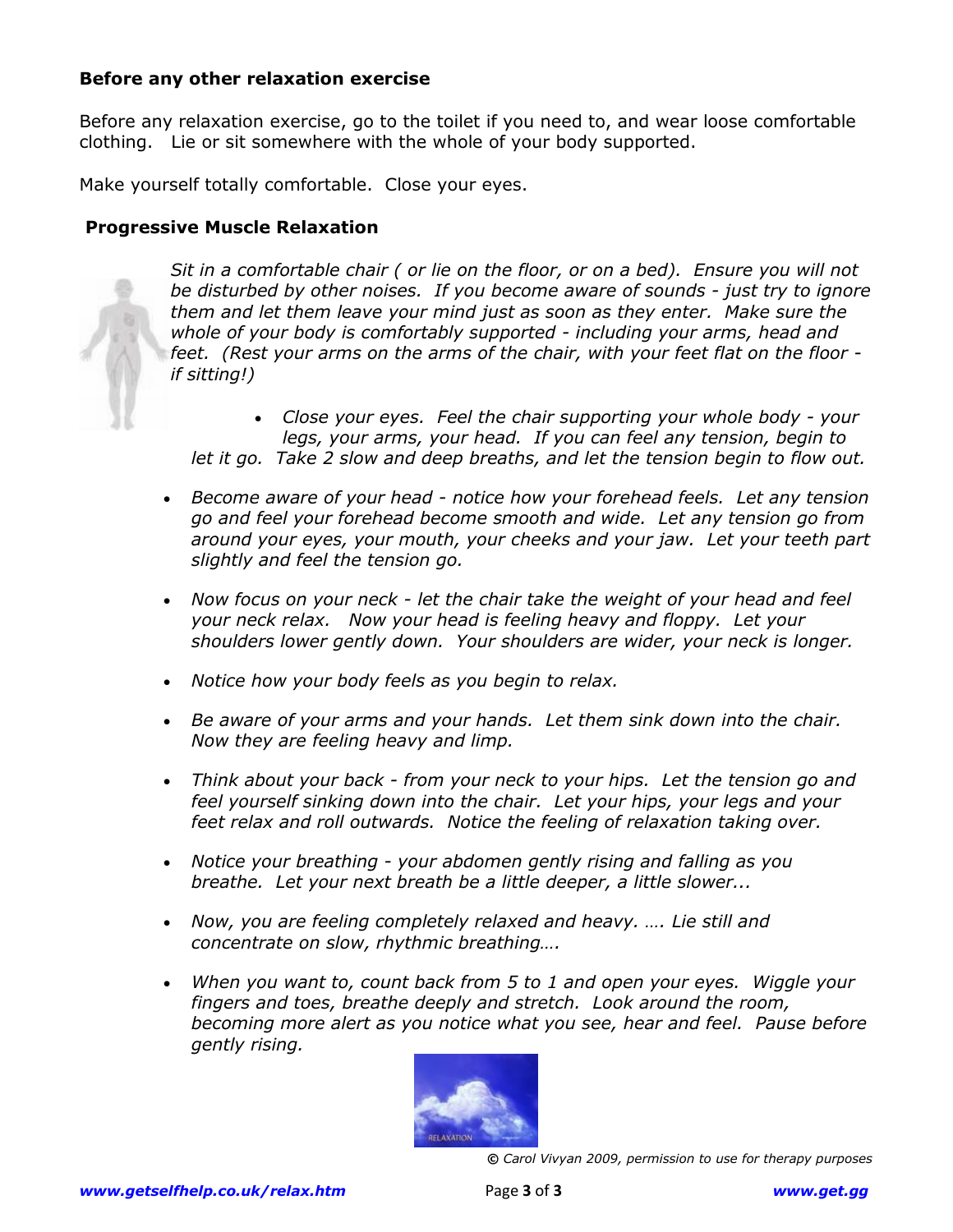**Before any other relaxation exercise**

Before any relaxation exercise, go to the toilet if you need to, and wear loose comfortable clothing. Lie or sit somewhere with the whole of your body supported.

Make yourself totally comfortable. Close your eyes.

**Progressive Muscle Relaxation**

*Sit in a comfortable chair ( or lie on the floor, or on a bed). Ensure you will not be disturbed by other noises. If you become aware of sounds - just try to ignore them and let them leave your mind just as soon as they enter. Make sure the whole of your body is comfortably supported - including your arms, head and feet. (Rest your arms on the arms of the chair, with your feet flat on the floor - if sitting!)*

- *Close your eyes. Feel the chair supporting your whole body - your legs, your arms, your head. If you can feel any tension, begin to let it go. Take 2 slow and deep breaths, and let the tension begin to flow out.*
- *Become aware of your head - notice how your forehead feels. Let any tension go and feel your forehead become smooth and wide. Let any tension go from around your eyes, your mouth, your cheeks and your jaw. Let your teeth part slightly and feel the tension go.*
- *Now focus on your neck - let the chair take the weight of your head and feel your neck relax. Now your head is feeling heavy and floppy. Let your shoulders lower gently down. Your shoulders are wider, your neck is longer.*
- *Notice how your body feels as you begin to relax.*
- *Be aware of your arms and your hands. Let them sink down into the chair. Now they are feeling heavy and limp.*
- *Think about your back - from your neck to your hips. Let the tension go and feel yourself sinking down into the chair. Let your hips, your legs and your feet relax and roll outwards. Notice the feeling of relaxation taking over.*
- *Notice your breathing - your abdomen gently rising and falling as you breathe. Let your next breath be a little deeper, a little slower...*
- *Now, you are feeling completely relaxed and heavy. …. Lie still and concentrate on slow, rhythmic breathing….*
- *When you want to, count back from 5 to 1 and open your eyes. Wiggle your fingers and toes, breathe deeply and stretch. Look around the room, becoming more alert as you notice what you see, hear and feel. Pause before gently rising.*

**©** *Carol Vivyan 2009, permission to use for therapy purposes*

***www.getselfhelp.co.uk/relax.htm*** ***www.get.gg***